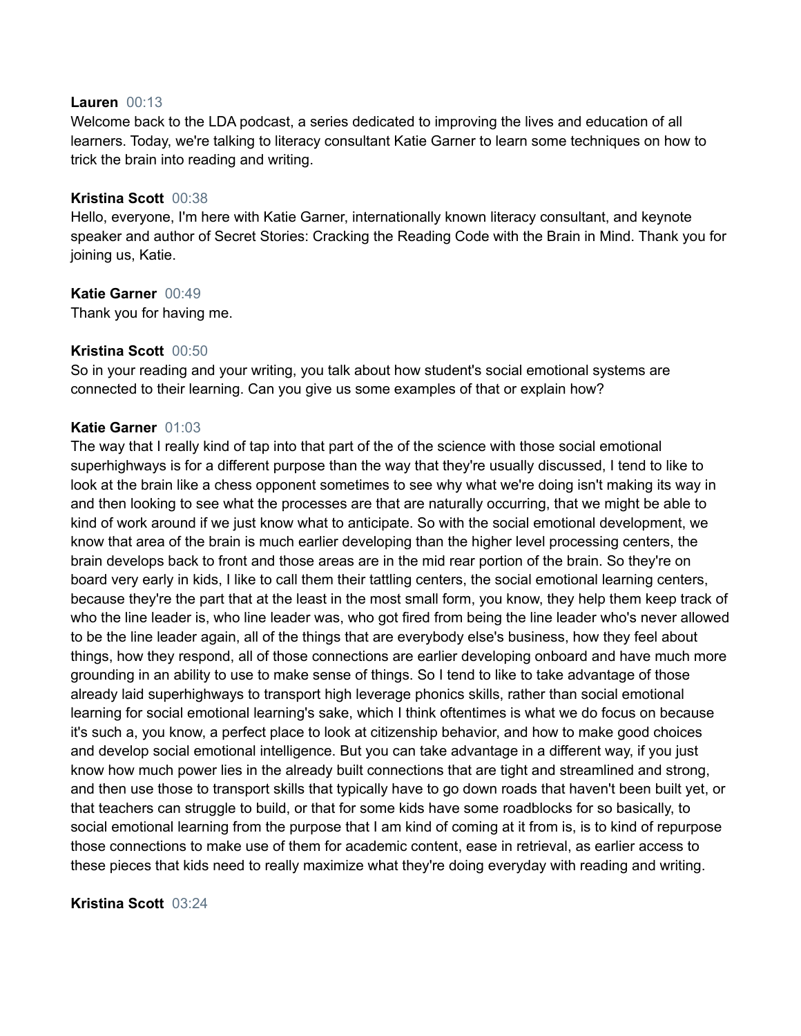**Lauren** 00:13
Welcome back to the LDA podcast, a series dedicated to improving the lives and education of all learners. Today, we're talking to literacy consultant Katie Garner to learn some techniques on how to trick the brain into reading and writing.

**Kristina Scott** 00:38
Hello, everyone, I'm here with Katie Garner, internationally known literacy consultant, and keynote speaker and author of Secret Stories: Cracking the Reading Code with the Brain in Mind. Thank you for joining us, Katie.

**Katie Garner** 00:49
Thank you for having me.

**Kristina Scott** 00:50
So in your reading and your writing, you talk about how student's social emotional systems are connected to their learning. Can you give us some examples of that or explain how?

**Katie Garner** 01:03
The way that I really kind of tap into that part of the of the science with those social emotional superhighways is for a different purpose than the way that they're usually discussed, I tend to like to look at the brain like a chess opponent sometimes to see why what we're doing isn't making its way in and then looking to see what the processes are that are naturally occurring, that we might be able to kind of work around if we just know what to anticipate. So with the social emotional development, we know that area of the brain is much earlier developing than the higher level processing centers, the brain develops back to front and those areas are in the mid rear portion of the brain. So they're on board very early in kids, I like to call them their tattling centers, the social emotional learning centers, because they're the part that at the least in the most small form, you know, they help them keep track of who the line leader is, who line leader was, who got fired from being the line leader who's never allowed to be the line leader again, all of the things that are everybody else's business, how they feel about things, how they respond, all of those connections are earlier developing onboard and have much more grounding in an ability to use to make sense of things. So I tend to like to take advantage of those already laid superhighways to transport high leverage phonics skills, rather than social emotional learning for social emotional learning's sake, which I think oftentimes is what we do focus on because it's such a, you know, a perfect place to look at citizenship behavior, and how to make good choices and develop social emotional intelligence. But you can take advantage in a different way, if you just know how much power lies in the already built connections that are tight and streamlined and strong, and then use those to transport skills that typically have to go down roads that haven't been built yet, or that teachers can struggle to build, or that for some kids have some roadblocks for so basically, to social emotional learning from the purpose that I am kind of coming at it from is, is to kind of repurpose those connections to make use of them for academic content, ease in retrieval, as earlier access to these pieces that kids need to really maximize what they're doing everyday with reading and writing.

**Kristina Scott** 03:24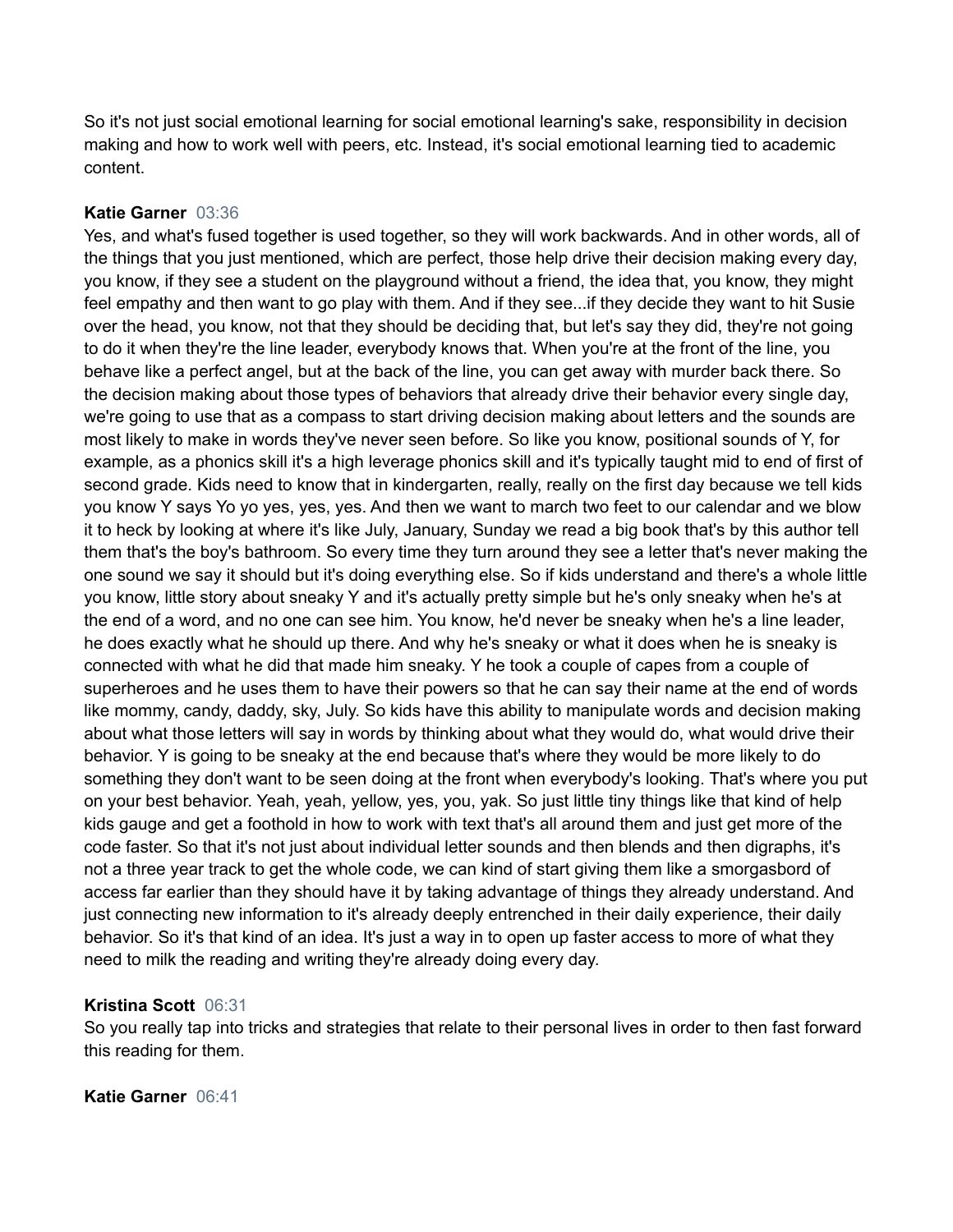So it's not just social emotional learning for social emotional learning's sake, responsibility in decision making and how to work well with peers, etc. Instead, it's social emotional learning tied to academic content.

**Katie Garner** 03:36
Yes, and what's fused together is used together, so they will work backwards. And in other words, all of the things that you just mentioned, which are perfect, those help drive their decision making every day, you know, if they see a student on the playground without a friend, the idea that, you know, they might feel empathy and then want to go play with them. And if they see...if they decide they want to hit Susie over the head, you know, not that they should be deciding that, but let's say they did, they're not going to do it when they're the line leader, everybody knows that. When you're at the front of the line, you behave like a perfect angel, but at the back of the line, you can get away with murder back there. So the decision making about those types of behaviors that already drive their behavior every single day, we're going to use that as a compass to start driving decision making about letters and the sounds are most likely to make in words they've never seen before. So like you know, positional sounds of Y, for example, as a phonics skill it's a high leverage phonics skill and it's typically taught mid to end of first of second grade. Kids need to know that in kindergarten, really, really on the first day because we tell kids you know Y says Yo yo yes, yes, yes. And then we want to march two feet to our calendar and we blow it to heck by looking at where it's like July, January, Sunday we read a big book that's by this author tell them that's the boy's bathroom. So every time they turn around they see a letter that's never making the one sound we say it should but it's doing everything else. So if kids understand and there's a whole little you know, little story about sneaky Y and it's actually pretty simple but he's only sneaky when he's at the end of a word, and no one can see him. You know, he'd never be sneaky when he's a line leader, he does exactly what he should up there. And why he's sneaky or what it does when he is sneaky is connected with what he did that made him sneaky. Y he took a couple of capes from a couple of superheroes and he uses them to have their powers so that he can say their name at the end of words like mommy, candy, daddy, sky, July. So kids have this ability to manipulate words and decision making about what those letters will say in words by thinking about what they would do, what would drive their behavior. Y is going to be sneaky at the end because that's where they would be more likely to do something they don't want to be seen doing at the front when everybody's looking. That's where you put on your best behavior. Yeah, yeah, yellow, yes, you, yak. So just little tiny things like that kind of help kids gauge and get a foothold in how to work with text that's all around them and just get more of the code faster. So that it's not just about individual letter sounds and then blends and then digraphs, it's not a three year track to get the whole code, we can kind of start giving them like a smorgasbord of access far earlier than they should have it by taking advantage of things they already understand. And just connecting new information to it's already deeply entrenched in their daily experience, their daily behavior. So it's that kind of an idea. It's just a way in to open up faster access to more of what they need to milk the reading and writing they're already doing every day.

**Kristina Scott** 06:31
So you really tap into tricks and strategies that relate to their personal lives in order to then fast forward this reading for them.

**Katie Garner** 06:41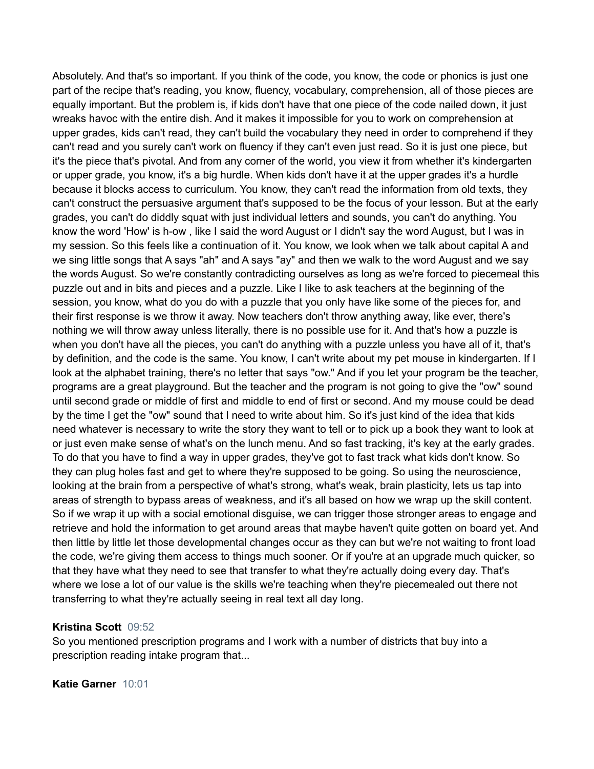Absolutely. And that's so important. If you think of the code, you know, the code or phonics is just one part of the recipe that's reading, you know, fluency, vocabulary, comprehension, all of those pieces are equally important. But the problem is, if kids don't have that one piece of the code nailed down, it just wreaks havoc with the entire dish. And it makes it impossible for you to work on comprehension at upper grades, kids can't read, they can't build the vocabulary they need in order to comprehend if they can't read and you surely can't work on fluency if they can't even just read. So it is just one piece, but it's the piece that's pivotal. And from any corner of the world, you view it from whether it's kindergarten or upper grade, you know, it's a big hurdle. When kids don't have it at the upper grades it's a hurdle because it blocks access to curriculum. You know, they can't read the information from old texts, they can't construct the persuasive argument that's supposed to be the focus of your lesson. But at the early grades, you can't do diddly squat with just individual letters and sounds, you can't do anything. You know the word 'How' is h-ow , like I said the word August or I didn't say the word August, but I was in my session. So this feels like a continuation of it. You know, we look when we talk about capital A and we sing little songs that A says "ah" and A says "ay" and then we walk to the word August and we say the words August. So we're constantly contradicting ourselves as long as we're forced to piecemeal this puzzle out and in bits and pieces and a puzzle. Like I like to ask teachers at the beginning of the session, you know, what do you do with a puzzle that you only have like some of the pieces for, and their first response is we throw it away. Now teachers don't throw anything away, like ever, there's nothing we will throw away unless literally, there is no possible use for it. And that's how a puzzle is when you don't have all the pieces, you can't do anything with a puzzle unless you have all of it, that's by definition, and the code is the same. You know, I can't write about my pet mouse in kindergarten. If I look at the alphabet training, there's no letter that says "ow." And if you let your program be the teacher, programs are a great playground. But the teacher and the program is not going to give the "ow" sound until second grade or middle of first and middle to end of first or second. And my mouse could be dead by the time I get the "ow" sound that I need to write about him. So it's just kind of the idea that kids need whatever is necessary to write the story they want to tell or to pick up a book they want to look at or just even make sense of what's on the lunch menu. And so fast tracking, it's key at the early grades. To do that you have to find a way in upper grades, they've got to fast track what kids don't know. So they can plug holes fast and get to where they're supposed to be going. So using the neuroscience, looking at the brain from a perspective of what's strong, what's weak, brain plasticity, lets us tap into areas of strength to bypass areas of weakness, and it's all based on how we wrap up the skill content. So if we wrap it up with a social emotional disguise, we can trigger those stronger areas to engage and retrieve and hold the information to get around areas that maybe haven't quite gotten on board yet. And then little by little let those developmental changes occur as they can but we're not waiting to front load the code, we're giving them access to things much sooner. Or if you're at an upgrade much quicker, so that they have what they need to see that transfer to what they're actually doing every day. That's where we lose a lot of our value is the skills we're teaching when they're piecemealed out there not transferring to what they're actually seeing in real text all day long.

**Kristina Scott** 09:52

So you mentioned prescription programs and I work with a number of districts that buy into a prescription reading intake program that...

**Katie Garner** 10:01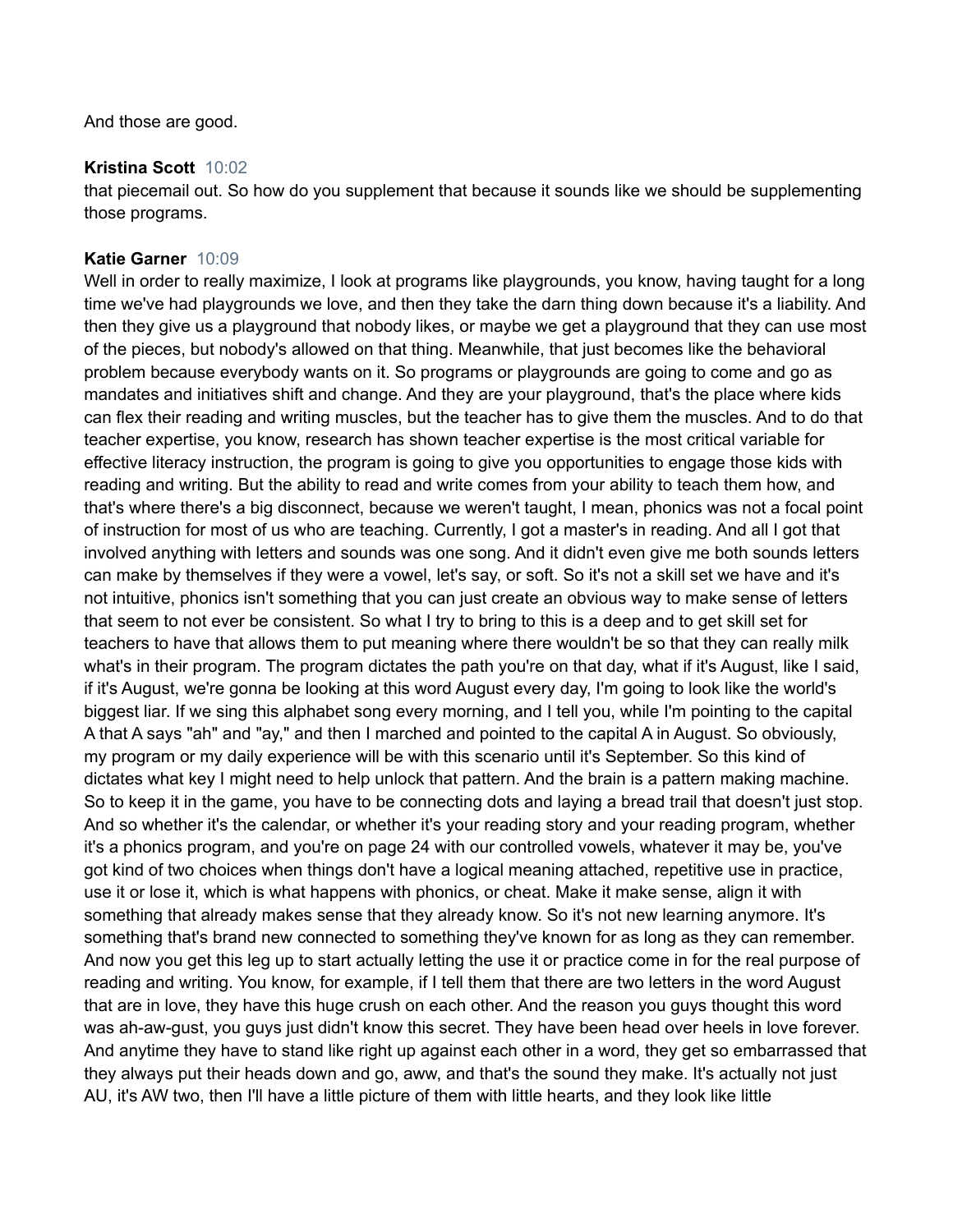And those are good.

**Kristina Scott** 10:02
that piecemail out. So how do you supplement that because it sounds like we should be supplementing those programs.

**Katie Garner** 10:09
Well in order to really maximize, I look at programs like playgrounds, you know, having taught for a long time we've had playgrounds we love, and then they take the darn thing down because it's a liability. And then they give us a playground that nobody likes, or maybe we get a playground that they can use most of the pieces, but nobody's allowed on that thing. Meanwhile, that just becomes like the behavioral problem because everybody wants on it. So programs or playgrounds are going to come and go as mandates and initiatives shift and change. And they are your playground, that's the place where kids can flex their reading and writing muscles, but the teacher has to give them the muscles. And to do that teacher expertise, you know, research has shown teacher expertise is the most critical variable for effective literacy instruction, the program is going to give you opportunities to engage those kids with reading and writing. But the ability to read and write comes from your ability to teach them how, and that's where there's a big disconnect, because we weren't taught, I mean, phonics was not a focal point of instruction for most of us who are teaching. Currently, I got a master's in reading. And all I got that involved anything with letters and sounds was one song. And it didn't even give me both sounds letters can make by themselves if they were a vowel, let's say, or soft. So it's not a skill set we have and it's not intuitive, phonics isn't something that you can just create an obvious way to make sense of letters that seem to not ever be consistent. So what I try to bring to this is a deep and to get skill set for teachers to have that allows them to put meaning where there wouldn't be so that they can really milk what's in their program. The program dictates the path you're on that day, what if it's August, like I said, if it's August, we're gonna be looking at this word August every day, I'm going to look like the world's biggest liar. If we sing this alphabet song every morning, and I tell you, while I'm pointing to the capital A that A says "ah" and "ay," and then I marched and pointed to the capital A in August. So obviously, my program or my daily experience will be with this scenario until it's September. So this kind of dictates what key I might need to help unlock that pattern. And the brain is a pattern making machine. So to keep it in the game, you have to be connecting dots and laying a bread trail that doesn't just stop. And so whether it's the calendar, or whether it's your reading story and your reading program, whether it's a phonics program, and you're on page 24 with our controlled vowels, whatever it may be, you've got kind of two choices when things don't have a logical meaning attached, repetitive use in practice, use it or lose it, which is what happens with phonics, or cheat. Make it make sense, align it with something that already makes sense that they already know. So it's not new learning anymore. It's something that's brand new connected to something they've known for as long as they can remember. And now you get this leg up to start actually letting the use it or practice come in for the real purpose of reading and writing. You know, for example, if I tell them that there are two letters in the word August that are in love, they have this huge crush on each other. And the reason you guys thought this word was ah-aw-gust, you guys just didn't know this secret. They have been head over heels in love forever. And anytime they have to stand like right up against each other in a word, they get so embarrassed that they always put their heads down and go, aww, and that's the sound they make. It's actually not just AU, it's AW two, then I'll have a little picture of them with little hearts, and they look like little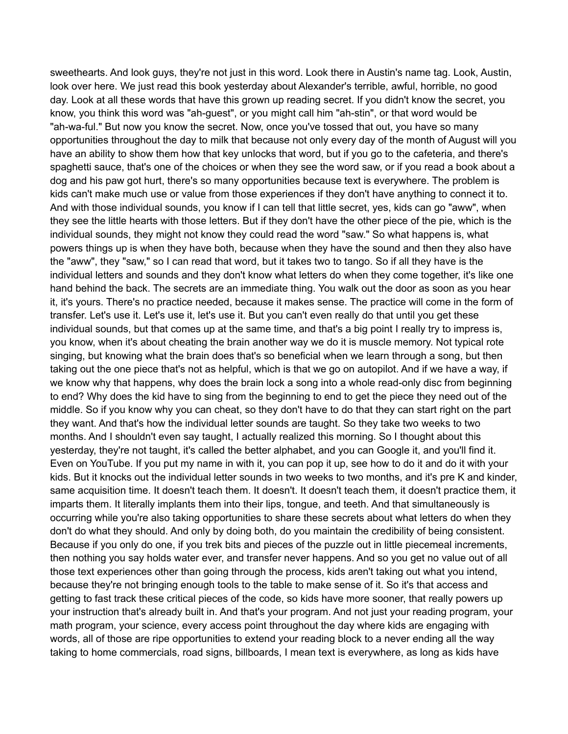sweethearts. And look guys, they're not just in this word. Look there in Austin's name tag. Look, Austin, look over here. We just read this book yesterday about Alexander's terrible, awful, horrible, no good day. Look at all these words that have this grown up reading secret. If you didn't know the secret, you know, you think this word was "ah-guest", or you might call him "ah-stin", or that word would be "ah-wa-ful." But now you know the secret. Now, once you've tossed that out, you have so many opportunities throughout the day to milk that because not only every day of the month of August will you have an ability to show them how that key unlocks that word, but if you go to the cafeteria, and there's spaghetti sauce, that's one of the choices or when they see the word saw, or if you read a book about a dog and his paw got hurt, there's so many opportunities because text is everywhere. The problem is kids can't make much use or value from those experiences if they don't have anything to connect it to. And with those individual sounds, you know if I can tell that little secret, yes, kids can go "aww", when they see the little hearts with those letters. But if they don't have the other piece of the pie, which is the individual sounds, they might not know they could read the word "saw." So what happens is, what powers things up is when they have both, because when they have the sound and then they also have the "aww", they "saw," so I can read that word, but it takes two to tango. So if all they have is the individual letters and sounds and they don't know what letters do when they come together, it's like one hand behind the back. The secrets are an immediate thing. You walk out the door as soon as you hear it, it's yours. There's no practice needed, because it makes sense. The practice will come in the form of transfer. Let's use it. Let's use it, let's use it. But you can't even really do that until you get these individual sounds, but that comes up at the same time, and that's a big point I really try to impress is, you know, when it's about cheating the brain another way we do it is muscle memory. Not typical rote singing, but knowing what the brain does that's so beneficial when we learn through a song, but then taking out the one piece that's not as helpful, which is that we go on autopilot. And if we have a way, if we know why that happens, why does the brain lock a song into a whole read-only disc from beginning to end? Why does the kid have to sing from the beginning to end to get the piece they need out of the middle. So if you know why you can cheat, so they don't have to do that they can start right on the part they want. And that's how the individual letter sounds are taught. So they take two weeks to two months. And I shouldn't even say taught, I actually realized this morning. So I thought about this yesterday, they're not taught, it's called the better alphabet, and you can Google it, and you'll find it. Even on YouTube. If you put my name in with it, you can pop it up, see how to do it and do it with your kids. But it knocks out the individual letter sounds in two weeks to two months, and it's pre K and kinder, same acquisition time. It doesn't teach them. It doesn't. It doesn't teach them, it doesn't practice them, it imparts them. It literally implants them into their lips, tongue, and teeth. And that simultaneously is occurring while you're also taking opportunities to share these secrets about what letters do when they don't do what they should. And only by doing both, do you maintain the credibility of being consistent. Because if you only do one, if you trek bits and pieces of the puzzle out in little piecemeal increments, then nothing you say holds water ever, and transfer never happens. And so you get no value out of all those text experiences other than going through the process, kids aren't taking out what you intend, because they're not bringing enough tools to the table to make sense of it. So it's that access and getting to fast track these critical pieces of the code, so kids have more sooner, that really powers up your instruction that's already built in. And that's your program. And not just your reading program, your math program, your science, every access point throughout the day where kids are engaging with words, all of those are ripe opportunities to extend your reading block to a never ending all the way taking to home commercials, road signs, billboards, I mean text is everywhere, as long as kids have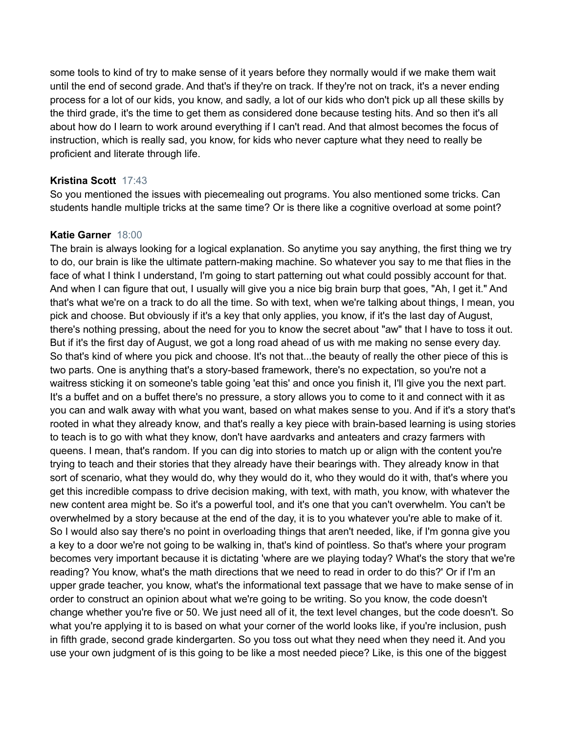some tools to kind of try to make sense of it years before they normally would if we make them wait until the end of second grade. And that's if they're on track. If they're not on track, it's a never ending process for a lot of our kids, you know, and sadly, a lot of our kids who don't pick up all these skills by the third grade, it's the time to get them as considered done because testing hits. And so then it's all about how do I learn to work around everything if I can't read. And that almost becomes the focus of instruction, which is really sad, you know, for kids who never capture what they need to really be proficient and literate through life.

**Kristina Scott** 17:43
So you mentioned the issues with piecemealing out programs. You also mentioned some tricks. Can students handle multiple tricks at the same time? Or is there like a cognitive overload at some point?

**Katie Garner** 18:00
The brain is always looking for a logical explanation. So anytime you say anything, the first thing we try to do, our brain is like the ultimate pattern-making machine. So whatever you say to me that flies in the face of what I think I understand, I'm going to start patterning out what could possibly account for that. And when I can figure that out, I usually will give you a nice big brain burp that goes, "Ah, I get it." And that's what we're on a track to do all the time. So with text, when we're talking about things, I mean, you pick and choose. But obviously if it's a key that only applies, you know, if it's the last day of August, there's nothing pressing, about the need for you to know the secret about "aw" that I have to toss it out. But if it's the first day of August, we got a long road ahead of us with me making no sense every day. So that's kind of where you pick and choose. It's not that...the beauty of really the other piece of this is two parts. One is anything that's a story-based framework, there's no expectation, so you're not a waitress sticking it on someone's table going 'eat this' and once you finish it, I'll give you the next part. It's a buffet and on a buffet there's no pressure, a story allows you to come to it and connect with it as you can and walk away with what you want, based on what makes sense to you. And if it's a story that's rooted in what they already know, and that's really a key piece with brain-based learning is using stories to teach is to go with what they know, don't have aardvarks and anteaters and crazy farmers with queens. I mean, that's random. If you can dig into stories to match up or align with the content you're trying to teach and their stories that they already have their bearings with. They already know in that sort of scenario, what they would do, why they would do it, who they would do it with, that's where you get this incredible compass to drive decision making, with text, with math, you know, with whatever the new content area might be. So it's a powerful tool, and it's one that you can't overwhelm. You can't be overwhelmed by a story because at the end of the day, it is to you whatever you're able to make of it. So I would also say there's no point in overloading things that aren't needed, like, if I'm gonna give you a key to a door we're not going to be walking in, that's kind of pointless. So that's where your program becomes very important because it is dictating 'where are we playing today? What's the story that we're reading? You know, what's the math directions that we need to read in order to do this?' Or if I'm an upper grade teacher, you know, what's the informational text passage that we have to make sense of in order to construct an opinion about what we're going to be writing. So you know, the code doesn't change whether you're five or 50. We just need all of it, the text level changes, but the code doesn't. So what you're applying it to is based on what your corner of the world looks like, if you're inclusion, push in fifth grade, second grade kindergarten. So you toss out what they need when they need it. And you use your own judgment of is this going to be like a most needed piece? Like, is this one of the biggest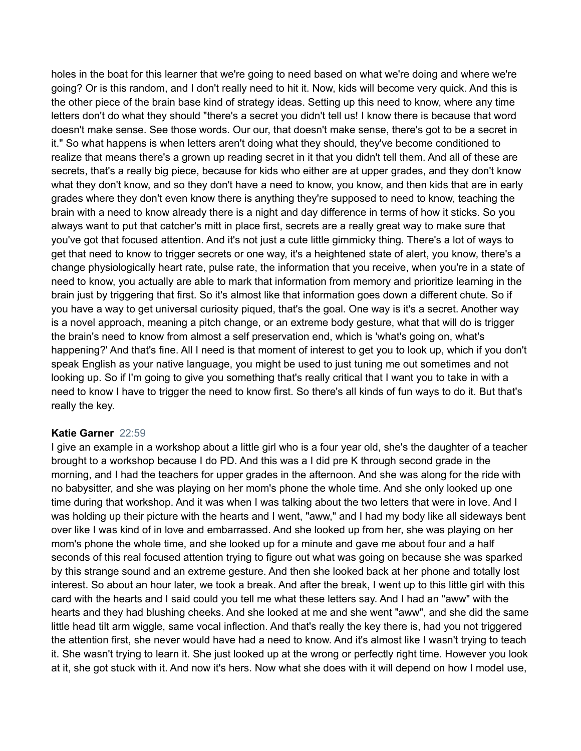holes in the boat for this learner that we're going to need based on what we're doing and where we're going? Or is this random, and I don't really need to hit it. Now, kids will become very quick. And this is the other piece of the brain base kind of strategy ideas. Setting up this need to know, where any time letters don't do what they should "there's a secret you didn't tell us! I know there is because that word doesn't make sense. See those words. Our our, that doesn't make sense, there's got to be a secret in it." So what happens is when letters aren't doing what they should, they've become conditioned to realize that means there's a grown up reading secret in it that you didn't tell them. And all of these are secrets, that's a really big piece, because for kids who either are at upper grades, and they don't know what they don't know, and so they don't have a need to know, you know, and then kids that are in early grades where they don't even know there is anything they're supposed to need to know, teaching the brain with a need to know already there is a night and day difference in terms of how it sticks. So you always want to put that catcher's mitt in place first, secrets are a really great way to make sure that you've got that focused attention. And it's not just a cute little gimmicky thing. There's a lot of ways to get that need to know to trigger secrets or one way, it's a heightened state of alert, you know, there's a change physiologically heart rate, pulse rate, the information that you receive, when you're in a state of need to know, you actually are able to mark that information from memory and prioritize learning in the brain just by triggering that first. So it's almost like that information goes down a different chute. So if you have a way to get universal curiosity piqued, that's the goal. One way is it's a secret. Another way is a novel approach, meaning a pitch change, or an extreme body gesture, what that will do is trigger the brain's need to know from almost a self preservation end, which is 'what's going on, what's happening?' And that's fine. All I need is that moment of interest to get you to look up, which if you don't speak English as your native language, you might be used to just tuning me out sometimes and not looking up. So if I'm going to give you something that's really critical that I want you to take in with a need to know I have to trigger the need to know first. So there's all kinds of fun ways to do it. But that's really the key.

**Katie Garner** 22:59

I give an example in a workshop about a little girl who is a four year old, she's the daughter of a teacher brought to a workshop because I do PD. And this was a I did pre K through second grade in the morning, and I had the teachers for upper grades in the afternoon. And she was along for the ride with no babysitter, and she was playing on her mom's phone the whole time. And she only looked up one time during that workshop. And it was when I was talking about the two letters that were in love. And I was holding up their picture with the hearts and I went, "aww," and I had my body like all sideways bent over like I was kind of in love and embarrassed. And she looked up from her, she was playing on her mom's phone the whole time, and she looked up for a minute and gave me about four and a half seconds of this real focused attention trying to figure out what was going on because she was sparked by this strange sound and an extreme gesture. And then she looked back at her phone and totally lost interest. So about an hour later, we took a break. And after the break, I went up to this little girl with this card with the hearts and I said could you tell me what these letters say. And I had an "aww" with the hearts and they had blushing cheeks. And she looked at me and she went "aww", and she did the same little head tilt arm wiggle, same vocal inflection. And that's really the key there is, had you not triggered the attention first, she never would have had a need to know. And it's almost like I wasn't trying to teach it. She wasn't trying to learn it. She just looked up at the wrong or perfectly right time. However you look at it, she got stuck with it. And now it's hers. Now what she does with it will depend on how I model use,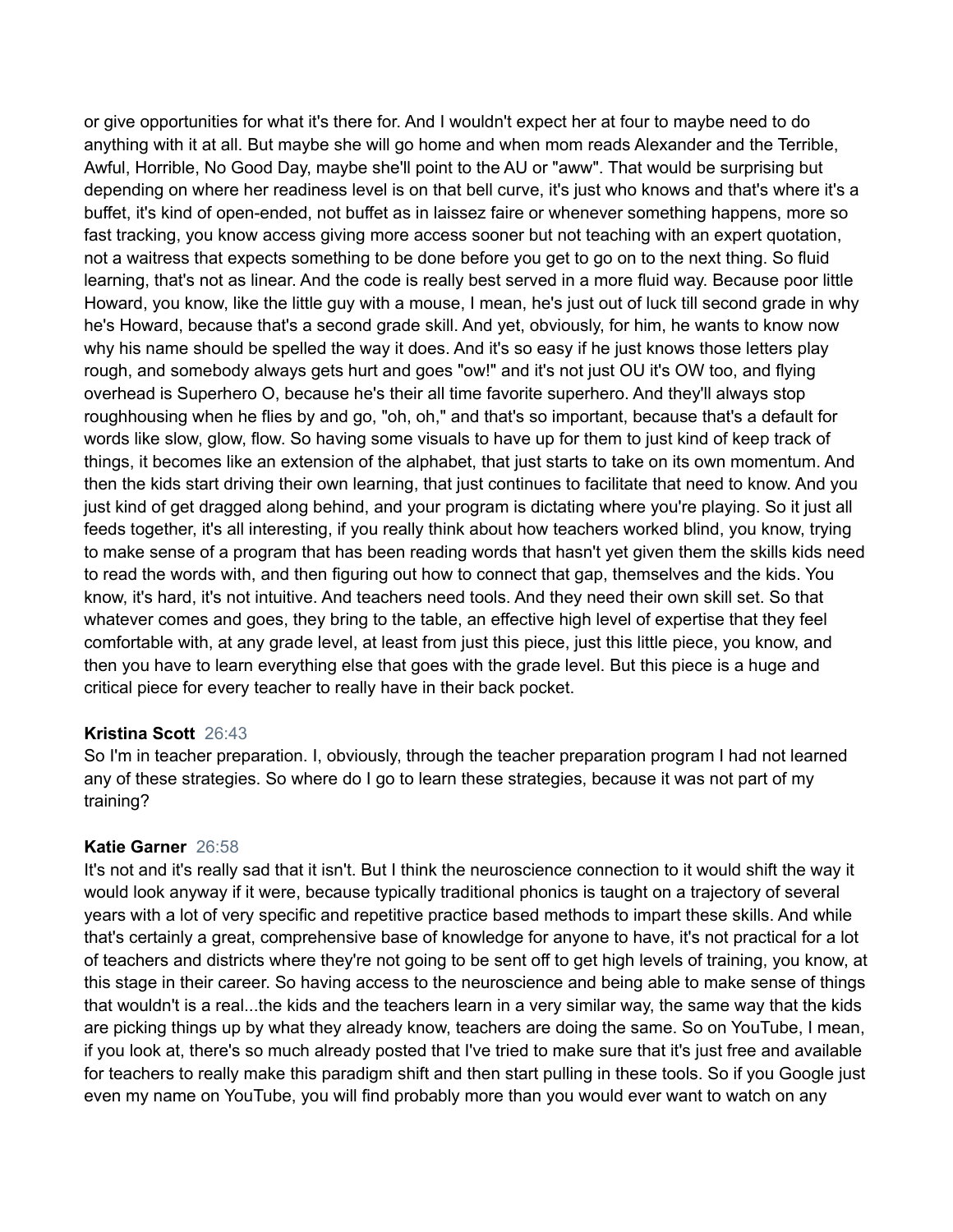or give opportunities for what it's there for. And I wouldn't expect her at four to maybe need to do anything with it at all. But maybe she will go home and when mom reads Alexander and the Terrible, Awful, Horrible, No Good Day, maybe she'll point to the AU or "aww". That would be surprising but depending on where her readiness level is on that bell curve, it's just who knows and that's where it's a buffet, it's kind of open-ended, not buffet as in laissez faire or whenever something happens, more so fast tracking, you know access giving more access sooner but not teaching with an expert quotation, not a waitress that expects something to be done before you get to go on to the next thing. So fluid learning, that's not as linear. And the code is really best served in a more fluid way. Because poor little Howard, you know, like the little guy with a mouse, I mean, he's just out of luck till second grade in why he's Howard, because that's a second grade skill. And yet, obviously, for him, he wants to know now why his name should be spelled the way it does. And it's so easy if he just knows those letters play rough, and somebody always gets hurt and goes "ow!" and it's not just OU it's OW too, and flying overhead is Superhero O, because he's their all time favorite superhero. And they'll always stop roughhousing when he flies by and go, "oh, oh," and that's so important, because that's a default for words like slow, glow, flow. So having some visuals to have up for them to just kind of keep track of things, it becomes like an extension of the alphabet, that just starts to take on its own momentum. And then the kids start driving their own learning, that just continues to facilitate that need to know. And you just kind of get dragged along behind, and your program is dictating where you're playing. So it just all feeds together, it's all interesting, if you really think about how teachers worked blind, you know, trying to make sense of a program that has been reading words that hasn't yet given them the skills kids need to read the words with, and then figuring out how to connect that gap, themselves and the kids. You know, it's hard, it's not intuitive. And teachers need tools. And they need their own skill set. So that whatever comes and goes, they bring to the table, an effective high level of expertise that they feel comfortable with, at any grade level, at least from just this piece, just this little piece, you know, and then you have to learn everything else that goes with the grade level. But this piece is a huge and critical piece for every teacher to really have in their back pocket.

**Kristina Scott** 26:43

So I'm in teacher preparation. I, obviously, through the teacher preparation program I had not learned any of these strategies. So where do I go to learn these strategies, because it was not part of my training?

**Katie Garner** 26:58

It's not and it's really sad that it isn't. But I think the neuroscience connection to it would shift the way it would look anyway if it were, because typically traditional phonics is taught on a trajectory of several years with a lot of very specific and repetitive practice based methods to impart these skills. And while that's certainly a great, comprehensive base of knowledge for anyone to have, it's not practical for a lot of teachers and districts where they're not going to be sent off to get high levels of training, you know, at this stage in their career. So having access to the neuroscience and being able to make sense of things that wouldn't is a real...the kids and the teachers learn in a very similar way, the same way that the kids are picking things up by what they already know, teachers are doing the same. So on YouTube, I mean, if you look at, there's so much already posted that I've tried to make sure that it's just free and available for teachers to really make this paradigm shift and then start pulling in these tools. So if you Google just even my name on YouTube, you will find probably more than you would ever want to watch on any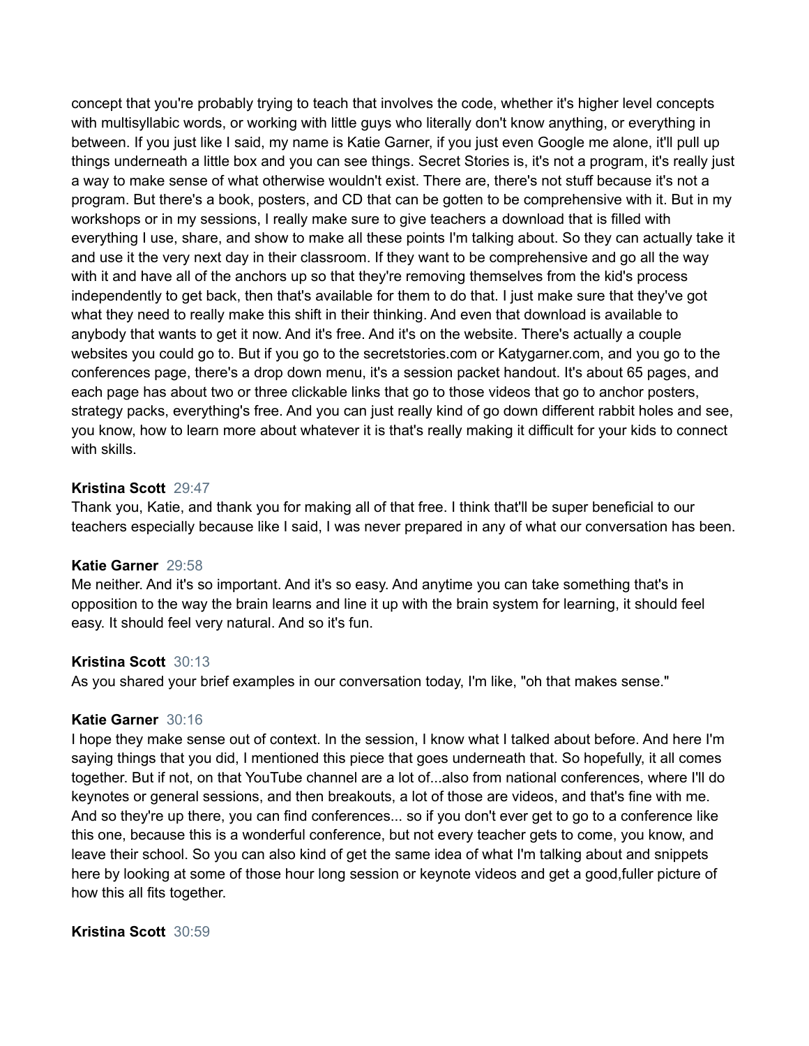concept that you're probably trying to teach that involves the code, whether it's higher level concepts with multisyllabic words, or working with little guys who literally don't know anything, or everything in between. If you just like I said, my name is Katie Garner, if you just even Google me alone, it'll pull up things underneath a little box and you can see things. Secret Stories is, it's not a program, it's really just a way to make sense of what otherwise wouldn't exist. There are, there's not stuff because it's not a program. But there's a book, posters, and CD that can be gotten to be comprehensive with it. But in my workshops or in my sessions, I really make sure to give teachers a download that is filled with everything I use, share, and show to make all these points I'm talking about. So they can actually take it and use it the very next day in their classroom. If they want to be comprehensive and go all the way with it and have all of the anchors up so that they're removing themselves from the kid's process independently to get back, then that's available for them to do that. I just make sure that they've got what they need to really make this shift in their thinking. And even that download is available to anybody that wants to get it now. And it's free. And it's on the website. There's actually a couple websites you could go to. But if you go to the secretstories.com or Katygarner.com, and you go to the conferences page, there's a drop down menu, it's a session packet handout. It's about 65 pages, and each page has about two or three clickable links that go to those videos that go to anchor posters, strategy packs, everything's free. And you can just really kind of go down different rabbit holes and see, you know, how to learn more about whatever it is that's really making it difficult for your kids to connect with skills.

**Kristina Scott** 29:47
Thank you, Katie, and thank you for making all of that free. I think that'll be super beneficial to our teachers especially because like I said, I was never prepared in any of what our conversation has been.

**Katie Garner** 29:58
Me neither. And it's so important. And it's so easy. And anytime you can take something that's in opposition to the way the brain learns and line it up with the brain system for learning, it should feel easy. It should feel very natural. And so it's fun.

**Kristina Scott** 30:13
As you shared your brief examples in our conversation today, I'm like, "oh that makes sense."

**Katie Garner** 30:16
I hope they make sense out of context. In the session, I know what I talked about before. And here I'm saying things that you did, I mentioned this piece that goes underneath that. So hopefully, it all comes together. But if not, on that YouTube channel are a lot of...also from national conferences, where I'll do keynotes or general sessions, and then breakouts, a lot of those are videos, and that's fine with me. And so they're up there, you can find conferences... so if you don't ever get to go to a conference like this one, because this is a wonderful conference, but not every teacher gets to come, you know, and leave their school. So you can also kind of get the same idea of what I'm talking about and snippets here by looking at some of those hour long session or keynote videos and get a good,fuller picture of how this all fits together.

**Kristina Scott** 30:59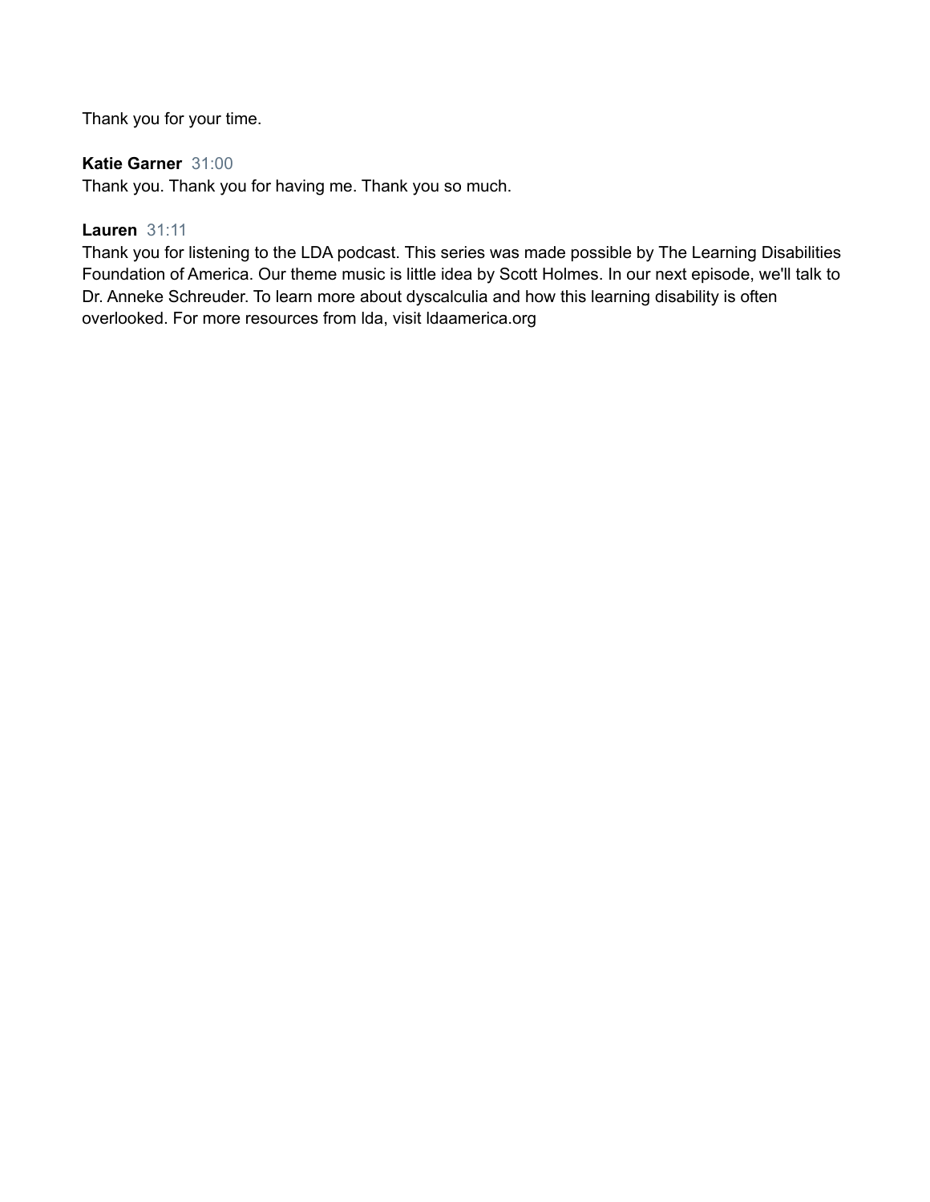Thank you for your time.

**Katie Garner** 31:00
Thank you. Thank you for having me. Thank you so much.

**Lauren** 31:11
Thank you for listening to the LDA podcast. This series was made possible by The Learning Disabilities Foundation of America. Our theme music is little idea by Scott Holmes. In our next episode, we'll talk to Dr. Anneke Schreuder. To learn more about dyscalculia and how this learning disability is often overlooked. For more resources from lda, visit ldaamerica.org